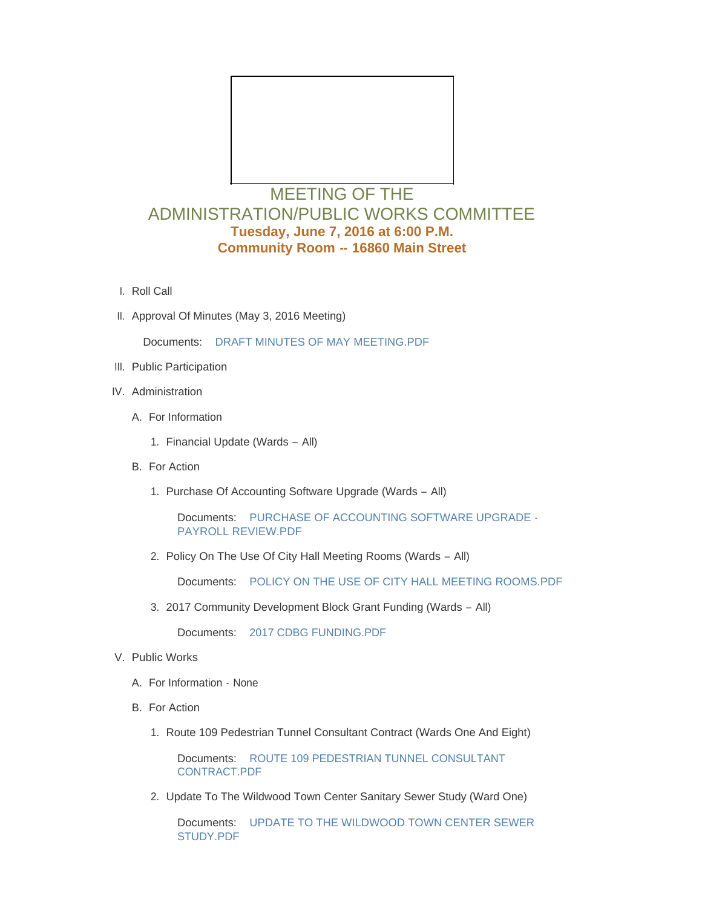# MEETING OF THE ADMINISTRATION/PUBLIC WORKS COMMITTEE

**Tuesday, June 7, 2016 at 6:00 P.M.**

**Community Room -- 16860 Main Street**

I. Roll Call

II. Approval Of Minutes (May 3, 2016 Meeting)

   Documents: DRAFT MINUTES OF MAY MEETING.PDF

III. Public Participation

IV. Administration

   A. For Information

      1. Financial Update (Wards – All)

   B. For Action

      1. Purchase Of Accounting Software Upgrade (Wards – All)

         Documents: PURCHASE OF ACCOUNTING SOFTWARE UPGRADE - PAYROLL REVIEW.PDF

      2. Policy On The Use Of City Hall Meeting Rooms (Wards – All)

         Documents: POLICY ON THE USE OF CITY HALL MEETING ROOMS.PDF

      3. 2017 Community Development Block Grant Funding (Wards – All)

         Documents: 2017 CDBG FUNDING.PDF

V. Public Works

   A. For Information - None

   B. For Action

      1. Route 109 Pedestrian Tunnel Consultant Contract (Wards One And Eight)

         Documents: ROUTE 109 PEDESTRIAN TUNNEL CONSULTANT CONTRACT.PDF

      2. Update To The Wildwood Town Center Sanitary Sewer Study (Ward One)

         Documents: UPDATE TO THE WILDWOOD TOWN CENTER SEWER STUDY.PDF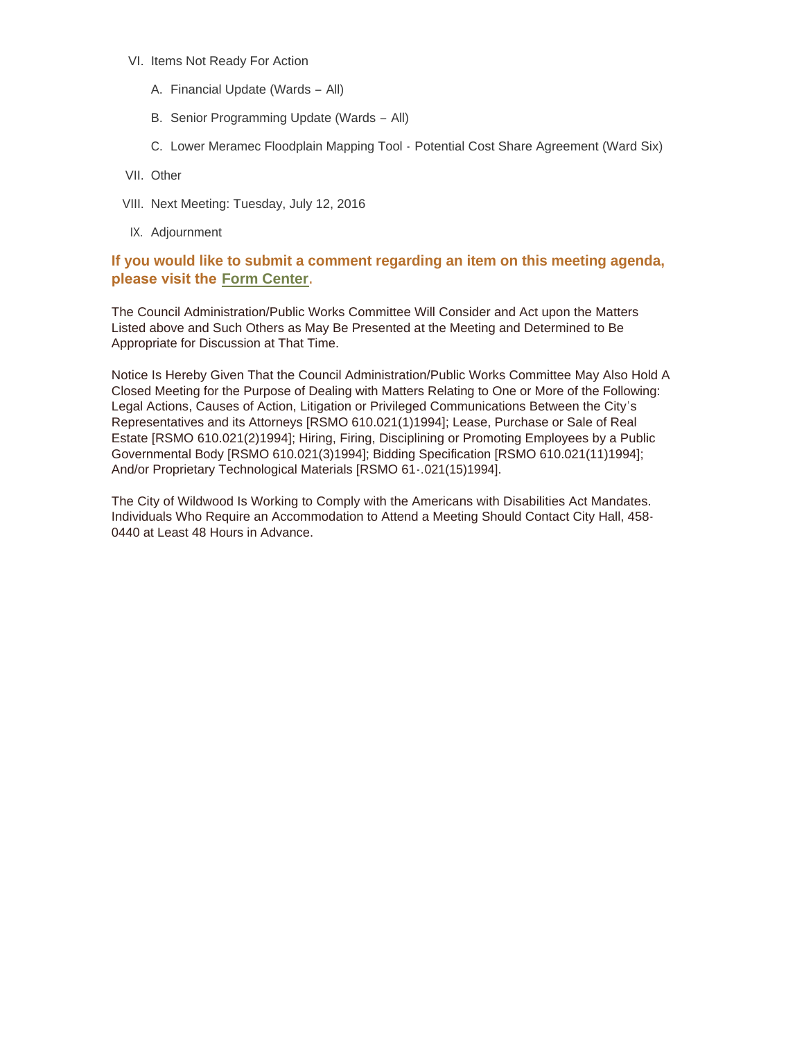VI. Items Not Ready For Action

   A. Financial Update (Wards – All)

   B. Senior Programming Update (Wards – All)

   C. Lower Meramec Floodplain Mapping Tool - Potential Cost Share Agreement (Ward Six)

VII. Other

VIII. Next Meeting: Tuesday, July 12, 2016

IX. Adjournment

**If you would like to submit a comment regarding an item on this meeting agenda, please visit the Form Center.**

The Council Administration/Public Works Committee Will Consider and Act upon the Matters Listed above and Such Others as May Be Presented at the Meeting and Determined to Be Appropriate for Discussion at That Time.

Notice Is Hereby Given That the Council Administration/Public Works Committee May Also Hold A Closed Meeting for the Purpose of Dealing with Matters Relating to One or More of the Following: Legal Actions, Causes of Action, Litigation or Privileged Communications Between the City's Representatives and its Attorneys [RSMO 610.021(1)1994]; Lease, Purchase or Sale of Real Estate [RSMO 610.021(2)1994]; Hiring, Firing, Disciplining or Promoting Employees by a Public Governmental Body [RSMO 610.021(3)1994]; Bidding Specification [RSMO 610.021(11)1994]; And/or Proprietary Technological Materials [RSMO 61-.021(15)1994].

The City of Wildwood Is Working to Comply with the Americans with Disabilities Act Mandates. Individuals Who Require an Accommodation to Attend a Meeting Should Contact City Hall, 458-0440 at Least 48 Hours in Advance.